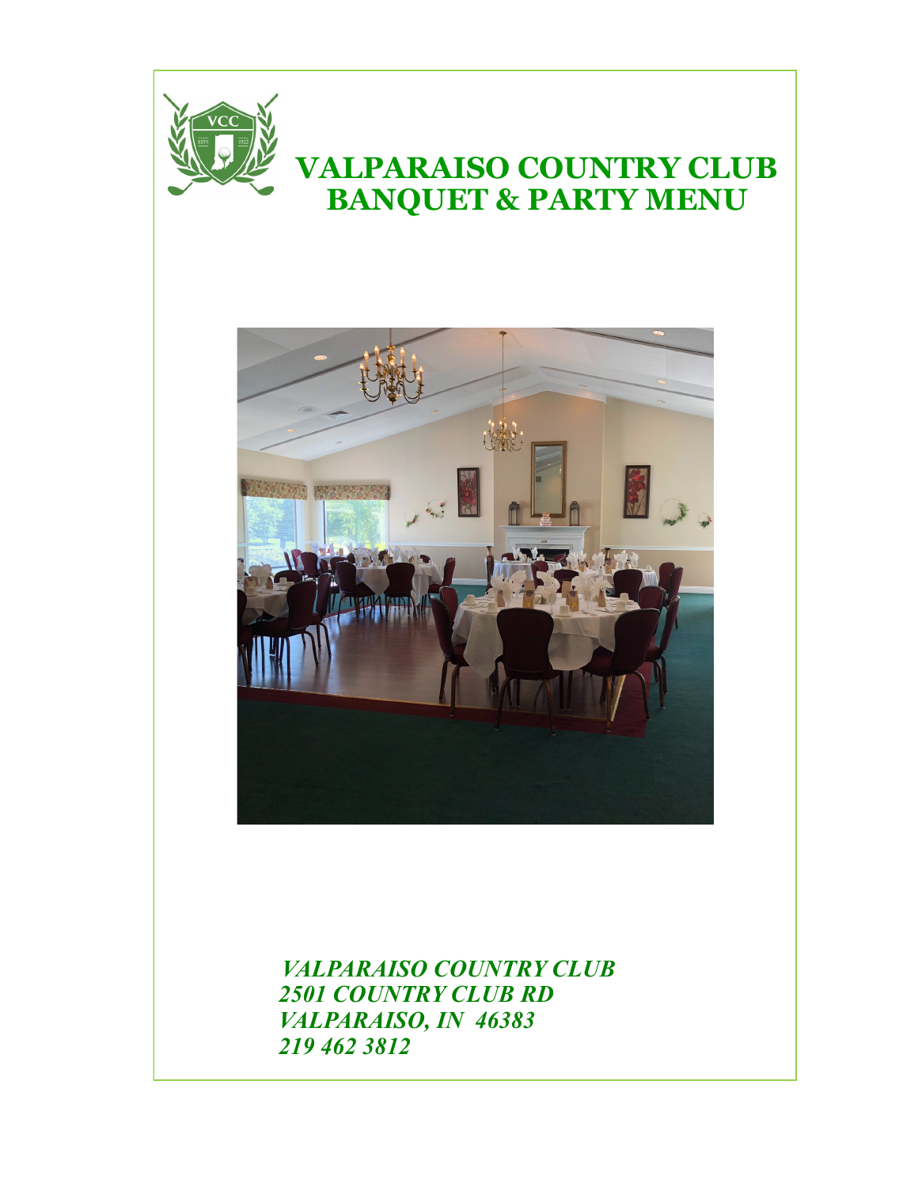# VALPARAISO COUNTRY CLUB BANQUET & PARTY MENU

*VALPARAISO COUNTRY CLUB*
*2501 COUNTRY CLUB RD*
*VALPARAISO, IN 46383*
*219 462 3812*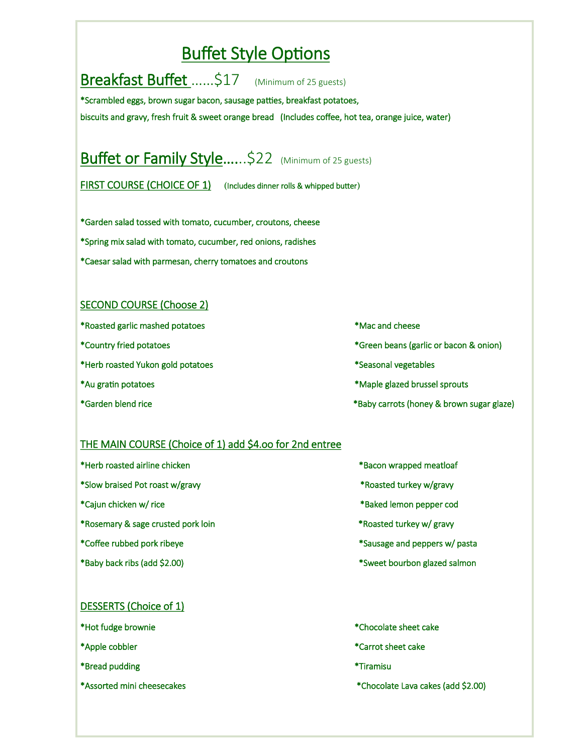# Buffet Style Options

## Breakfast Buffet ......$17 (Minimum of 25 guests)

*Scrambled eggs, brown sugar bacon, sausage patties, breakfast potatoes, biscuits and gravy, fresh fruit & sweet orange bread (Includes coffee, hot tea, orange juice, water)

## Buffet or Family Style......$22 (Minimum of 25 guests)

### FIRST COURSE (CHOICE OF 1) (Includes dinner rolls & whipped butter)

*Garden salad tossed with tomato, cucumber, croutons, cheese

*Spring mix salad with tomato, cucumber, red onions, radishes

*Caesar salad with parmesan, cherry tomatoes and croutons

### SECOND COURSE (Choose 2)

*Roasted garlic mashed potatoes

*Country fried potatoes

*Herb roasted Yukon gold potatoes

*Au gratin potatoes

*Garden blend rice

*Mac and cheese

*Green beans (garlic or bacon & onion)

*Seasonal vegetables

*Maple glazed brussel sprouts

*Baby carrots (honey & brown sugar glaze)

### THE MAIN COURSE (Choice of 1) add $4.oo for 2nd entree

*Herb roasted airline chicken

*Slow braised Pot roast w/gravy

*Cajun chicken w/ rice

*Rosemary & sage crusted pork loin

*Coffee rubbed pork ribeye

*Baby back ribs (add $2.00)

*Bacon wrapped meatloaf

*Roasted turkey w/gravy

*Baked lemon pepper cod

*Roasted turkey w/ gravy

*Sausage and peppers w/ pasta

*Sweet bourbon glazed salmon

### DESSERTS (Choice of 1)

*Hot fudge brownie

*Apple cobbler

*Bread pudding

*Assorted mini cheesecakes

*Chocolate sheet cake

*Carrot sheet cake

*Tiramisu

*Chocolate Lava cakes (add $2.00)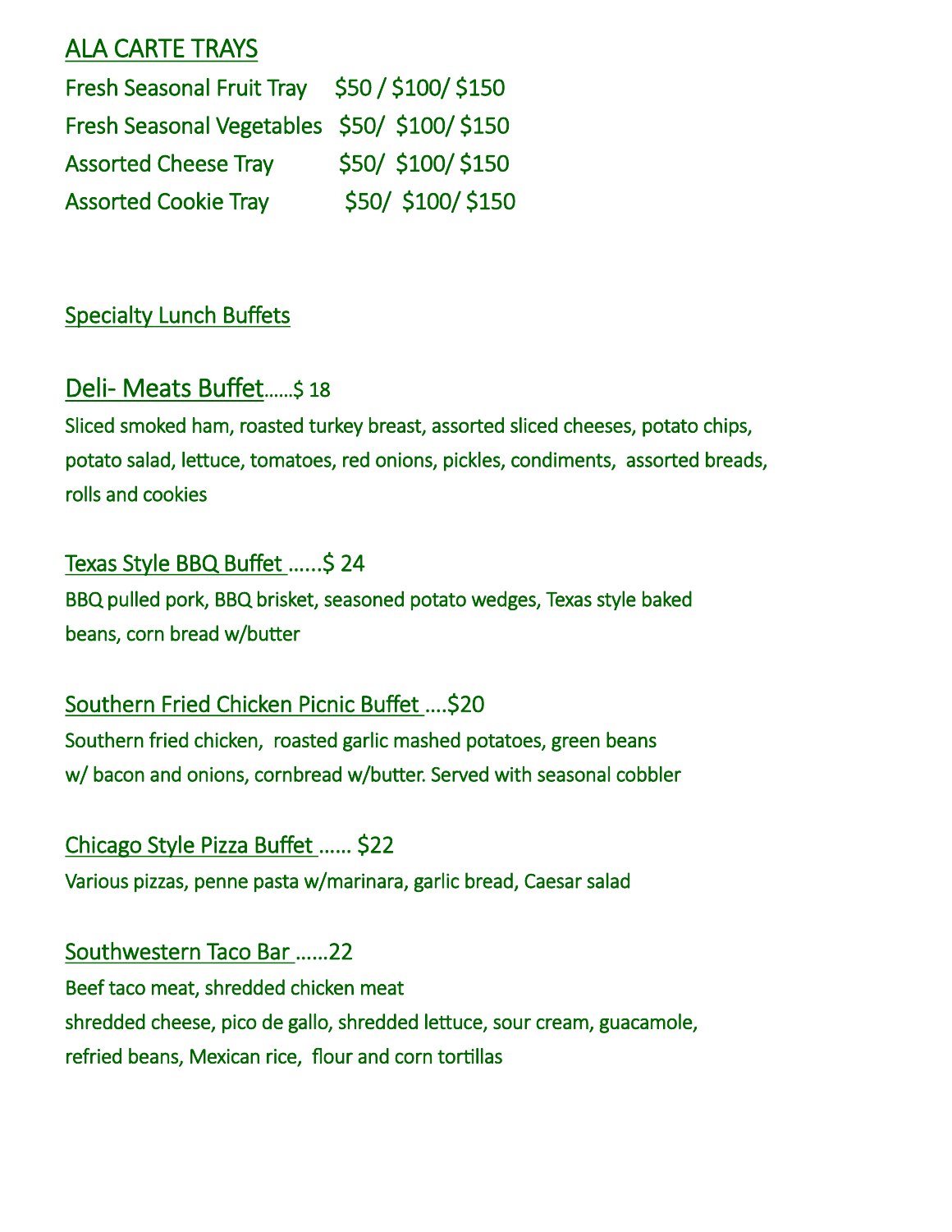## ALA CARTE TRAYS

| | |
|---|---|
| Fresh Seasonal Fruit Tray | $50 / $100/ $150 |
| Fresh Seasonal Vegetables | $50/ $100/ $150 |
| Assorted Cheese Tray | $50/ $100/ $150 |
| Assorted Cookie Tray | $50/ $100/ $150 |

## Specialty Lunch Buffets

### Deli- Meats Buffet......$ 18

Sliced smoked ham, roasted turkey breast, assorted sliced cheeses, potato chips, potato salad, lettuce, tomatoes, red onions, pickles, condiments, assorted breads, rolls and cookies

### Texas Style BBQ Buffet ......$ 24

BBQ pulled pork, BBQ brisket, seasoned potato wedges, Texas style baked beans, corn bread w/butter

### Southern Fried Chicken Picnic Buffet ....$20

Southern fried chicken, roasted garlic mashed potatoes, green beans w/ bacon and onions, cornbread w/butter. Served with seasonal cobbler

### Chicago Style Pizza Buffet ...... $22

Various pizzas, penne pasta w/marinara, garlic bread, Caesar salad

### Southwestern Taco Bar ......22

Beef taco meat, shredded chicken meat
shredded cheese, pico de gallo, shredded lettuce, sour cream, guacamole, refried beans, Mexican rice, flour and corn tortillas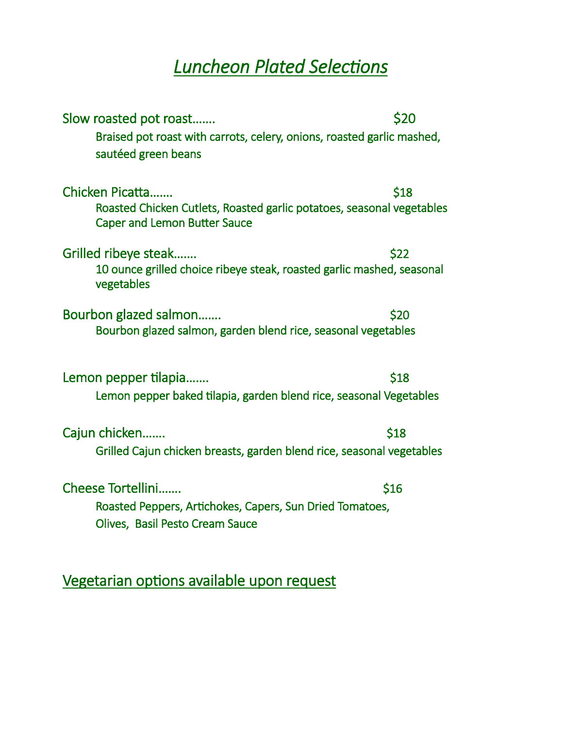# *Luncheon Plated Selections*

Slow roasted pot roast……. $20

Braised pot roast with carrots, celery, onions, roasted garlic mashed, sautéed green beans

Chicken Picatta……. $18

Roasted Chicken Cutlets, Roasted garlic potatoes, seasonal vegetables Caper and Lemon Butter Sauce

Grilled ribeye steak……. $22

10 ounce grilled choice ribeye steak, roasted garlic mashed, seasonal vegetables

Bourbon glazed salmon……. $20

Bourbon glazed salmon, garden blend rice, seasonal vegetables

Lemon pepper tilapia……. $18

Lemon pepper baked tilapia, garden blend rice, seasonal Vegetables

Cajun chicken……. $18

Grilled Cajun chicken breasts, garden blend rice, seasonal vegetables

Cheese Tortellini……. $16

Roasted Peppers, Artichokes, Capers, Sun Dried Tomatoes, Olives, Basil Pesto Cream Sauce

Vegetarian options available upon request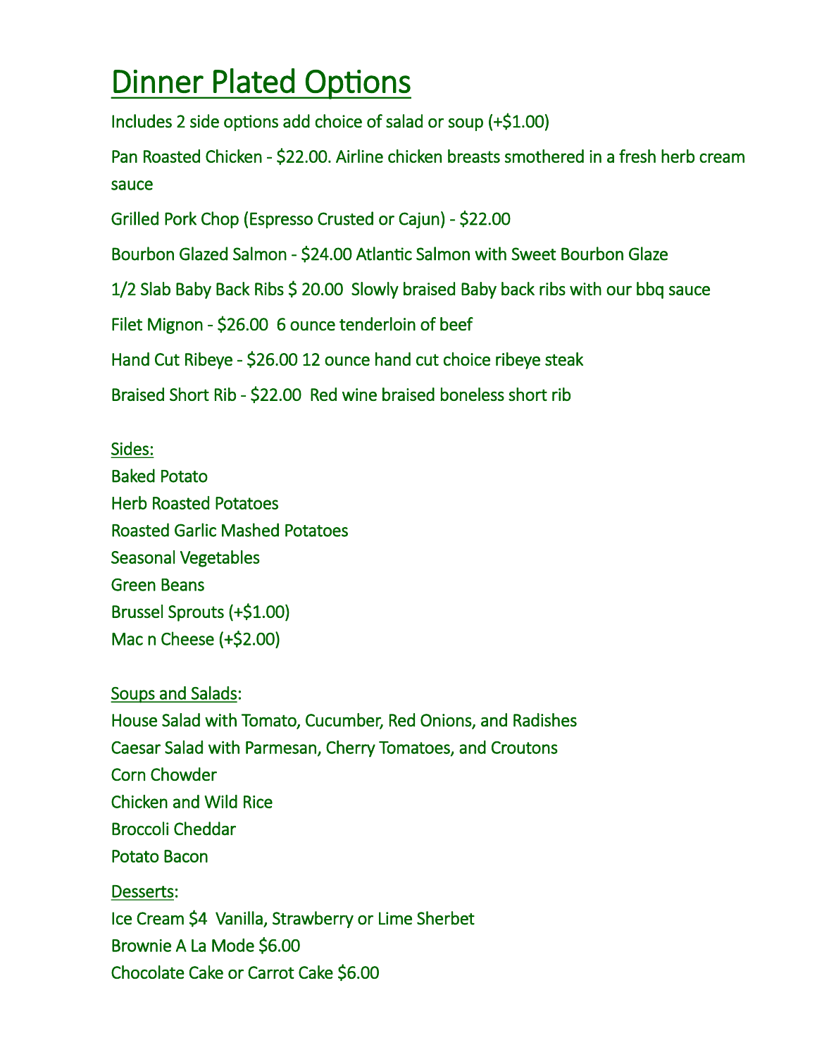# Dinner Plated Options

Includes 2 side options add choice of salad or soup (+$1.00)

Pan Roasted Chicken - $22.00. Airline chicken breasts smothered in a fresh herb cream sauce

Grilled Pork Chop (Espresso Crusted or Cajun) - $22.00

Bourbon Glazed Salmon - $24.00 Atlantic Salmon with Sweet Bourbon Glaze

1/2 Slab Baby Back Ribs $ 20.00 Slowly braised Baby back ribs with our bbq sauce

Filet Mignon - $26.00 6 ounce tenderloin of beef

Hand Cut Ribeye - $26.00 12 ounce hand cut choice ribeye steak

Braised Short Rib - $22.00 Red wine braised boneless short rib

Sides:

Baked Potato
Herb Roasted Potatoes
Roasted Garlic Mashed Potatoes
Seasonal Vegetables
Green Beans
Brussel Sprouts (+$1.00)
Mac n Cheese (+$2.00)

Soups and Salads:

House Salad with Tomato, Cucumber, Red Onions, and Radishes
Caesar Salad with Parmesan, Cherry Tomatoes, and Croutons
Corn Chowder
Chicken and Wild Rice
Broccoli Cheddar
Potato Bacon

Desserts:

Ice Cream $4 Vanilla, Strawberry or Lime Sherbet
Brownie A La Mode $6.00
Chocolate Cake or Carrot Cake $6.00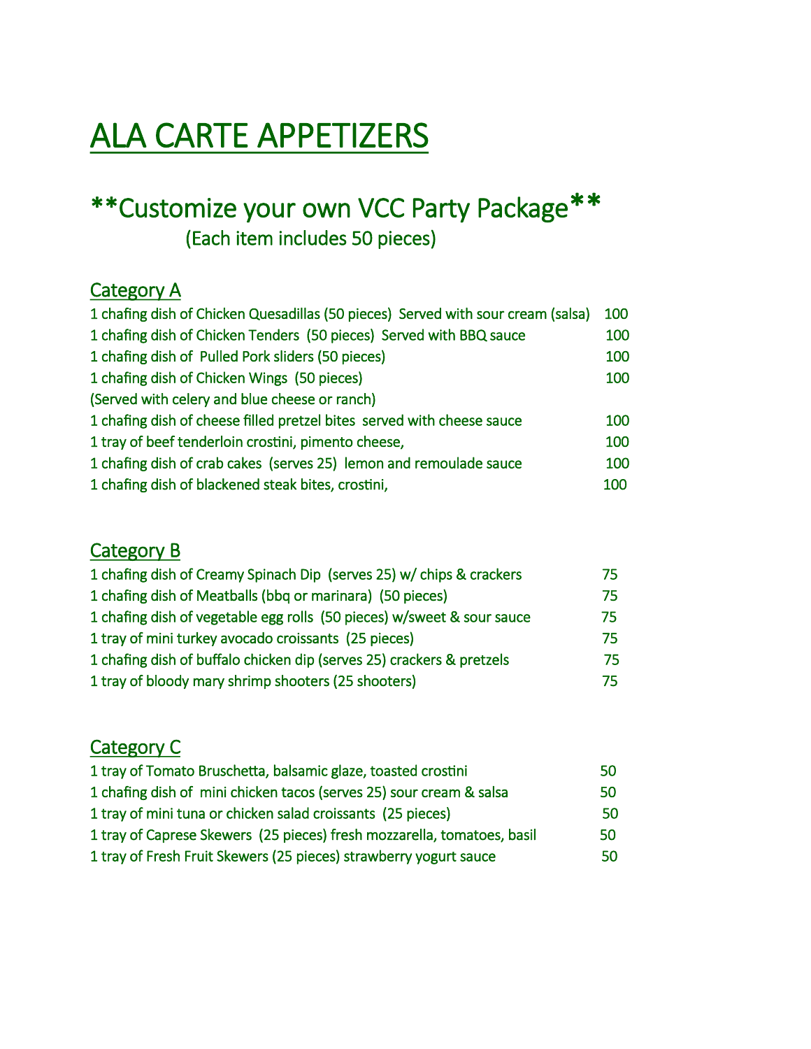# ALA CARTE APPETIZERS

## **Customize your own VCC Party Package**

(Each item includes 50 pieces)

### Category A

| | |
|---|---|
| 1 chafing dish of Chicken Quesadillas (50 pieces) Served with sour cream (salsa) | 100 |
| 1 chafing dish of Chicken Tenders (50 pieces) Served with BBQ sauce | 100 |
| 1 chafing dish of Pulled Pork sliders (50 pieces) | 100 |
| 1 chafing dish of Chicken Wings (50 pieces) (Served with celery and blue cheese or ranch) | 100 |
| 1 chafing dish of cheese filled pretzel bites served with cheese sauce | 100 |
| 1 tray of beef tenderloin crostini, pimento cheese, | 100 |
| 1 chafing dish of crab cakes (serves 25) lemon and remoulade sauce | 100 |
| 1 chafing dish of blackened steak bites, crostini, | 100 |

### Category B

| | |
|---|---|
| 1 chafing dish of Creamy Spinach Dip (serves 25) w/ chips & crackers | 75 |
| 1 chafing dish of Meatballs (bbq or marinara) (50 pieces) | 75 |
| 1 chafing dish of vegetable egg rolls (50 pieces) w/sweet & sour sauce | 75 |
| 1 tray of mini turkey avocado croissants (25 pieces) | 75 |
| 1 chafing dish of buffalo chicken dip (serves 25) crackers & pretzels | 75 |
| 1 tray of bloody mary shrimp shooters (25 shooters) | 75 |

### Category C

| | |
|---|---|
| 1 tray of Tomato Bruschetta, balsamic glaze, toasted crostini | 50 |
| 1 chafing dish of mini chicken tacos (serves 25) sour cream & salsa | 50 |
| 1 tray of mini tuna or chicken salad croissants (25 pieces) | 50 |
| 1 tray of Caprese Skewers (25 pieces) fresh mozzarella, tomatoes, basil | 50 |
| 1 tray of Fresh Fruit Skewers (25 pieces) strawberry yogurt sauce | 50 |